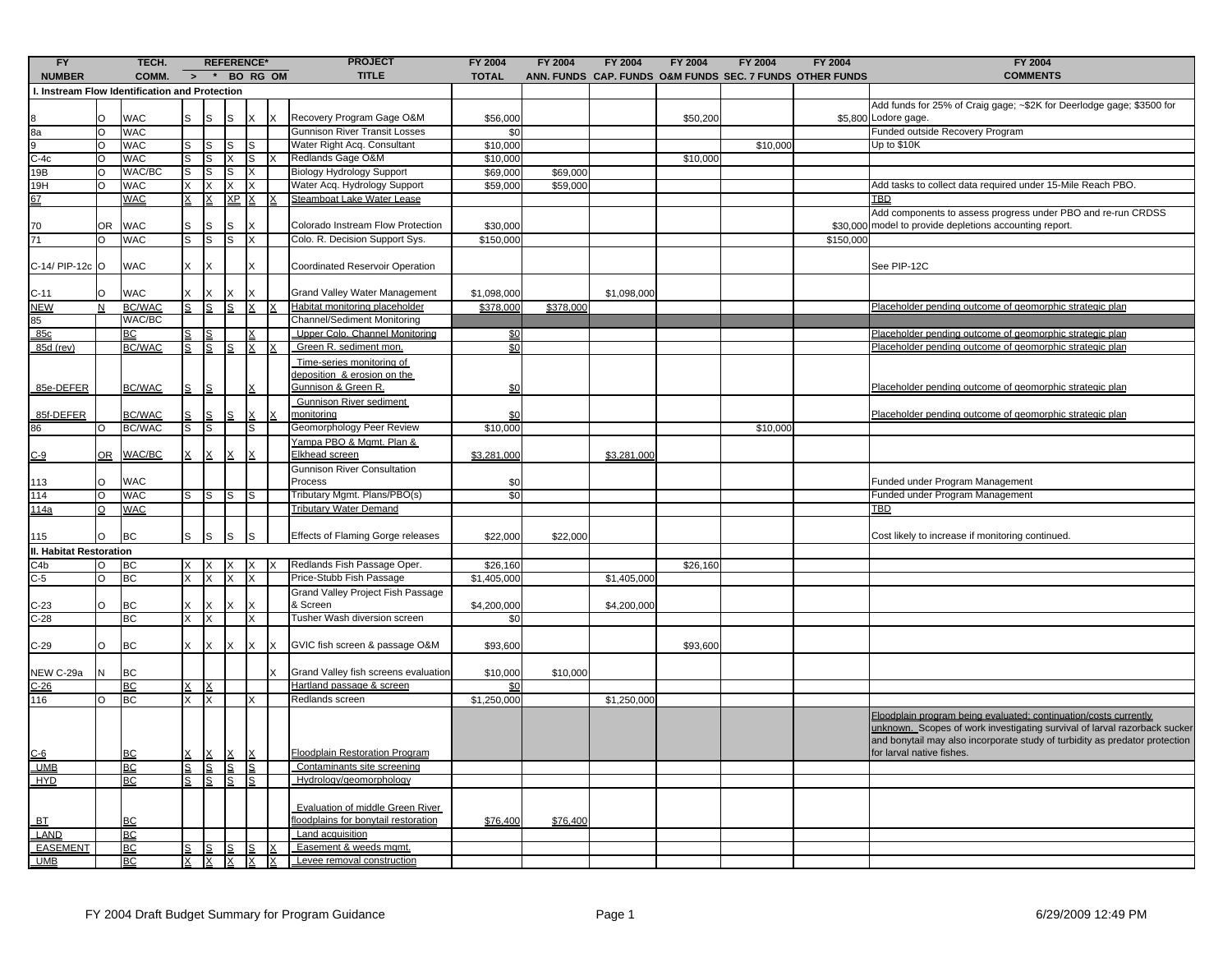| FY NUMBER | | TECH. COMM. | REFERENCE* > | * | BO | RG | OM | PROJECT TITLE | FY 2004 TOTAL | FY 2004 ANN. FUNDS | FY 2004 CAP. FUNDS | FY 2004 O&M FUNDS | FY 2004 SEC. 7 FUNDS | FY 2004 OTHER FUNDS | FY 2004 COMMENTS |
|---|---|---|---|---|---|---|---|---|---|---|---|---|---|---|---|
| **I. Instream Flow Identification and Protection** | | | | | | | | | | | | | | | |
| 8 | O | WAC | S | S | S | X | X | Recovery Program Gage O&M | $56,000 | | | $50,200 | | $5,800 | Add funds for 25% of Craig gage; ~$2K for Deerlodge gage; $3500 for Lodore gage. |
| 8a | O | WAC | | | | | | Gunnison River Transit Losses | $0 | | | | | | Funded outside Recovery Program |
| 9 | O | WAC | S | S | S | S | | Water Right Acq. Consultant | $10,000 | | | | $10,000 | | Up to $10K |
| C-4c | O | WAC | S | S | X | S | X | Redlands Gage O&M | $10,000 | | | $10,000 | | | |
| 19B | O | WAC/BC | S | S | S | X | | Biology Hydrology Support | $69,000 | $69,000 | | | | | |
| 19H | O | WAC | X | X | X | X | | Water Acq. Hydrology Support | $59,000 | $59,000 | | | | | Add tasks to collect data required under 15-Mile Reach PBO. |
| 67 | | WAC | X | X | XP | X | X | Steamboat Lake Water Lease | | | | | | | TBD |
| 70 | OR | WAC | S | S | S | X | | Colorado Instream Flow Protection | $30,000 | | | | | $30,000 | Add components to assess progress under PBO and re-run CRDSS model to provide depletions accounting report. |
| 71 | O | WAC | S | S | S | X | | Colo. R. Decision Support Sys. | $150,000 | | | | | $150,000 | |
| C-14/ PIP-12c | O | WAC | X | X | | X | | Coordinated Reservoir Operation | | | | | | | See PIP-12C |
| C-11 | O | WAC | X | X | X | X | | Grand Valley Water Management | $1,098,000 | | $1,098,000 | | | | |
| NEW | N | BC/WAC | S | S | S | X | X | Habitat monitoring placeholder | $378,000 | $378,000 | | | | | Placeholder pending outcome of geomorphic strategic plan |
| 85 | | WAC/BC | | | | | | Channel/Sediment Monitoring | | | | | | | |
| 85c | | BC | S | S | | X | | Upper Colo. Channel Monitoring | $0 | | | | | | Placeholder pending outcome of geomorphic strategic plan |
| 85d (rev) | | BC/WAC | S | S | S | X | X | Green R. sediment mon. | $0 | | | | | | Placeholder pending outcome of geomorphic strategic plan |
| 85e-DEFER | | BC/WAC | S | S | | X | | Time-series monitoring of deposition & erosion on the Gunnison & Green R. | $0 | | | | | | Placeholder pending outcome of geomorphic strategic plan |
| 85f-DEFER | | BC/WAC | S | S | S | X | X | Gunnison River sediment monitoring | $0 | | | | | | Placeholder pending outcome of geomorphic strategic plan |
| 86 | O | BC/WAC | S | S | | S | | Geomorphology Peer Review | $10,000 | | | | $10,000 | | |
| C-9 | OR | WAC/BC | X | X | X | X | | Yampa PBO & Mgmt. Plan & Elkhead screen | $3,281,000 | | $3,281,000 | | | | |
| 113 | O | WAC | | | | | | Gunnison River Consultation Process | $0 | | | | | | Funded under Program Management |
| 114 | O | WAC | S | S | S | S | | Tributary Mgmt. Plans/PBO(s) | $0 | | | | | | Funded under Program Management |
| 114a | O | WAC | | | | | | Tributary Water Demand | | | | | | | TBD |
| 115 | O | BC | S | S | S | S | | Effects of Flaming Gorge releases | $22,000 | $22,000 | | | | | Cost likely to increase if monitoring continued. |
| **II. Habitat Restoration** | | | | | | | | | | | | | | | |
| C4b | O | BC | X | X | X | X | X | Redlands Fish Passage Oper. | $26,160 | | | $26,160 | | | |
| C-5 | O | BC | X | X | X | X | | Price-Stubb Fish Passage | $1,405,000 | | $1,405,000 | | | | |
| C-23 | O | BC | X | X | X | X | | Grand Valley Project Fish Passage & Screen | $4,200,000 | | $4,200,000 | | | | |
| C-28 | | BC | X | X | | X | | Tusher Wash diversion screen | $0 | | | | | | |
| C-29 | O | BC | X | X | X | X | X | GVIC fish screen & passage O&M | $93,600 | | | $93,600 | | | |
| NEW C-29a | N | BC | | | | | X | Grand Valley fish screens evaluation | $10,000 | $10,000 | | | | | |
| C-26 | | BC | X | X | | | | Hartland passage & screen | $0 | | | | | | |
| 116 | O | BC | X | X | | X | | Redlands screen | $1,250,000 | | $1,250,000 | | | | |
| C-6 | | BC | X | X | X | X | | Floodplain Restoration Program | | | | | | | Floodplain program being evaluated; continuation/costs currently unknown. Scopes of work investigating survival of larval razorback sucker and bonytail may also incorporate study of turbidity as predator protection for larval native fishes. |
| UMB | | BC | S | S | S | S | | Contaminants site screening | | | | | | | |
| HYD | | BC | S | S | S | S | | Hydrology/geomorphology | | | | | | | |
| BT | | BC | | | | | | Evaluation of middle Green River floodplains for bonytail restoration | $76,400 | $76,400 | | | | | |
| LAND | | BC | | | | | | Land acquisition | | | | | | | |
| EASEMENT | | BC | S | S | S | S | X | Easement & weeds mgmt. | | | | | | | |
| UMB | | BC | X | X | X | X | X | Levee removal construction | | | | | | | |

FY 2004 Draft Budget Summary for Program Guidance

6/29/2009 12:49 PM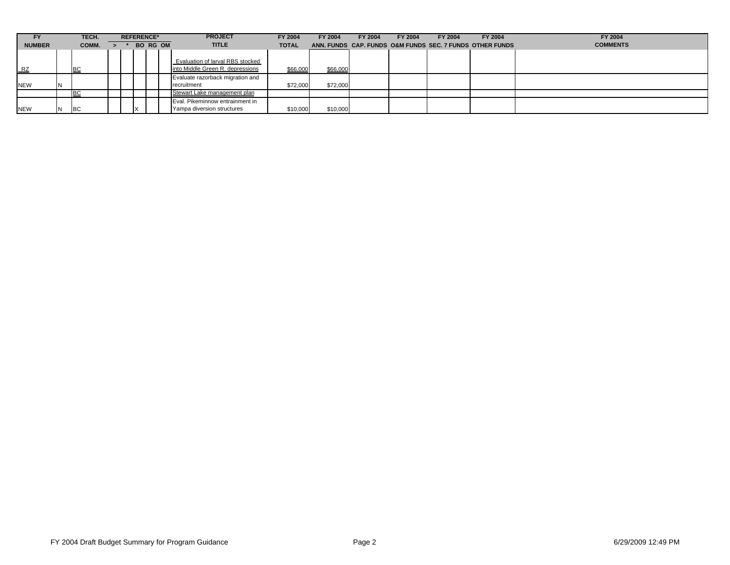| FY NUMBER | | TECH. COMM. | REFERENCE* > | * | BO | RG | OM | PROJECT TITLE | FY 2004 TOTAL | FY 2004 ANN. FUNDS | FY 2004 CAP. FUNDS | FY 2004 O&M FUNDS | FY 2004 SEC. 7 FUNDS | FY 2004 OTHER FUNDS | FY 2004 COMMENTS |
|---|---|---|---|---|---|---|---|---|---|---|---|---|---|---|---|
| RZ | | BC | | | | | | Evaluation of larval RBS stocked into Middle Green R. depressions | $66,000 | $66,000 | | | | | |
| NEW | N | | | | | | | Evaluate razorback migration and recruitment | $72,000 | $72,000 | | | | | |
| | | BC | | | | | | Stewart Lake management plan | | | | | | | |
| NEW | N | BC | | | X | | | Eval. Pikeminnow entrainment in Yampa diversion structures | $10,000 | $10,000 | | | | | |

FY 2004 Draft Budget Summary for Program Guidance

6/29/2009 12:49 PM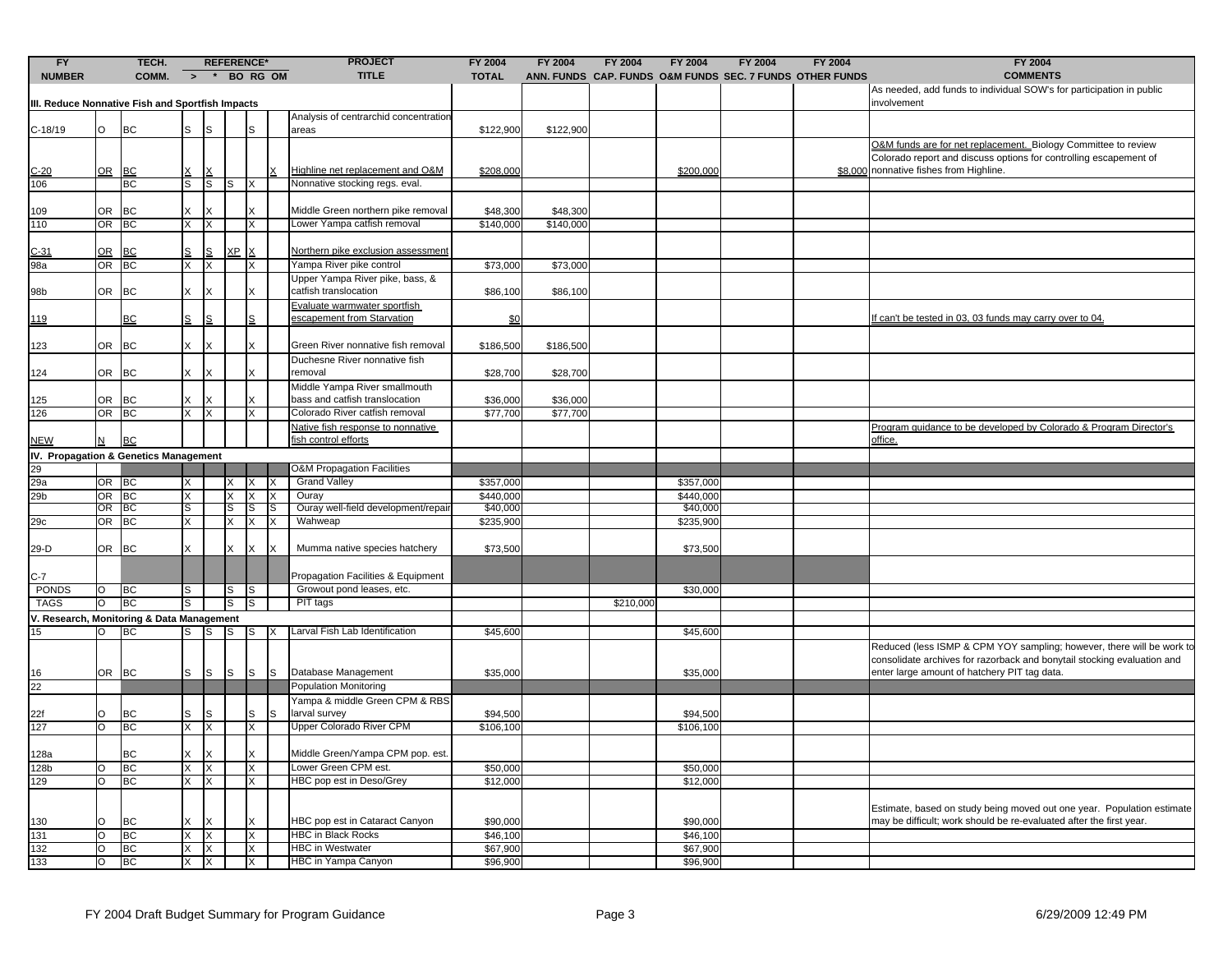| FY NUMBER | | TECH. COMM. | REFERENCE* > | * | BO | RG | OM | PROJECT TITLE | FY 2004 TOTAL | FY 2004 ANN. FUNDS | FY 2004 CAP. FUNDS | FY 2004 O&M FUNDS | FY 2004 SEC. 7 FUNDS | FY 2004 OTHER FUNDS | FY 2004 COMMENTS |
|---|---|---|---|---|---|---|---|---|---|---|---|---|---|---|---|
| III. Reduce Nonnative Fish and Sportfish Impacts | | | | | | | | | | | | | | | As needed, add funds to individual SOW's for participation in public involvement |
| C-18/19 | O | BC | S | S | | S | | Analysis of centrarchid concentration areas | $122,900 | $122,900 | | | | | |
| C-20 | OR | BC | X | X | | | X | Highline net replacement and O&M | $208,000 | | | $200,000 | | $8,000 | O&M funds are for net replacement. Biology Committee to review Colorado report and discuss options for controlling escapement of nonnative fishes from Highline. |
| 106 | | BC | S | S | S | X | | Nonnative stocking regs. eval. | | | | | | | |
| 109 | OR | BC | X | X | | X | | Middle Green northern pike removal | $48,300 | $48,300 | | | | | |
| 110 | OR | BC | X | X | | X | | Lower Yampa catfish removal | $140,000 | $140,000 | | | | | |
| C-31 | OR | BC | S | S | XP | X | | Northern pike exclusion assessment | | | | | | | |
| 98a | OR | BC | X | X | | X | | Yampa River pike control | $73,000 | $73,000 | | | | | |
| 98b | OR | BC | X | X | | X | | Upper Yampa River pike, bass, & catfish translocation | $86,100 | $86,100 | | | | | |
| 119 | | BC | S | S | | S | | Evaluate warmwater sportfish escapement from Starvation | $0 | | | | | | If can't be tested in 03, 03 funds may carry over to 04. |
| 123 | OR | BC | X | X | | X | | Green River nonnative fish removal | $186,500 | $186,500 | | | | | |
| 124 | OR | BC | X | X | | X | | Duchesne River nonnative fish removal | $28,700 | $28,700 | | | | | |
| 125 | OR | BC | X | X | | X | | Middle Yampa River smallmouth bass and catfish translocation | $36,000 | $36,000 | | | | | |
| 126 | OR | BC | X | X | | X | | Colorado River catfish removal | $77,700 | $77,700 | | | | | |
| NEW | N | BC | | | | | | Native fish response to nonnative fish control efforts | | | | | | | Program guidance to be developed by Colorado & Program Director's office. |
| IV. Propagation & Genetics Management | | | | | | | | | | | | | | | |
| 29 | | | | | | | | O&M Propagation Facilities | | | | | | | |
| 29a | OR | BC | X | | X | X | X | Grand Valley | $357,000 | | | $357,000 | | | |
| 29b | OR | BC | X | | X | X | X | Ouray | $440,000 | | | $440,000 | | | |
| | OR | BC | S | | S | S | S | Ouray well-field development/repair | $40,000 | | | $40,000 | | | |
| 29c | OR | BC | X | | X | X | X | Wahweap | $235,900 | | | $235,900 | | | |
| 29-D | OR | BC | X | | X | X | X | Mumma native species hatchery | $73,500 | | | $73,500 | | | |
| C-7 | | | | | | | | Propagation Facilities & Equipment | | | | | | | |
| PONDS | O | BC | S | | S | S | | Growout pond leases, etc. | | | | $30,000 | | | |
| TAGS | O | BC | S | | S | S | | PIT tags | | | $210,000 | | | | |
| V. Research, Monitoring & Data Management | | | | | | | | | | | | | | | |
| 15 | O | BC | S | S | S | S | X | Larval Fish Lab Identification | $45,600 | | | $45,600 | | | |
| 16 | OR | BC | S | S | S | S | S | Database Management | $35,000 | | | $35,000 | | | Reduced (less ISMP & CPM YOY sampling; however, there will be work to consolidate archives for razorback and bonytail stocking evaluation and enter large amount of hatchery PIT tag data. |
| 22 | | | | | | | | Population Monitoring | | | | | | | |
| 22f | O | BC | S | S | | S | S | Yampa & middle Green CPM & RBS larval survey | $94,500 | | | $94,500 | | | |
| 127 | O | BC | X | X | | X | | Upper Colorado River CPM | $106,100 | | | $106,100 | | | |
| 128a | | BC | X | X | | X | | Middle Green/Yampa CPM pop. est. | | | | | | | |
| 128b | O | BC | X | X | | X | | Lower Green CPM est. | $50,000 | | | $50,000 | | | |
| 129 | O | BC | X | X | | X | | HBC pop est in Deso/Grey | $12,000 | | | $12,000 | | | |
| 130 | O | BC | X | X | | X | | HBC pop est in Cataract Canyon | $90,000 | | | $90,000 | | | Estimate, based on study being moved out one year. Population estimate may be difficult; work should be re-evaluated after the first year. |
| 131 | O | BC | X | X | | X | | HBC in Black Rocks | $46,100 | | | $46,100 | | | |
| 132 | O | BC | X | X | | X | | HBC in Westwater | $67,900 | | | $67,900 | | | |
| 133 | O | BC | X | X | | X | | HBC in Yampa Canyon | $96,900 | | | $96,900 | | | |

FY 2004 Draft Budget Summary for Program Guidance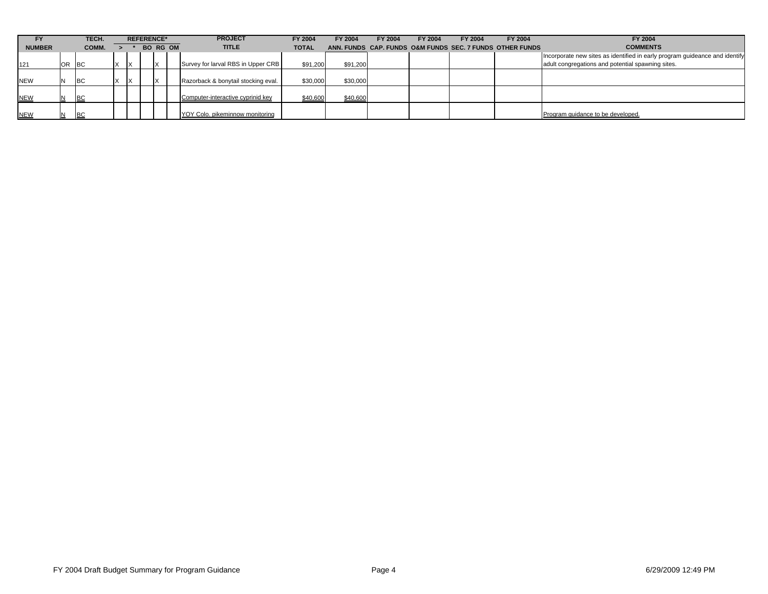| FY NUMBER | | TECH. COMM. | REFERENCE* > | * | BO | RG | OM | PROJECT TITLE | FY 2004 TOTAL | FY 2004 ANN. FUNDS | FY 2004 CAP. FUNDS | FY 2004 O&M FUNDS | FY 2004 SEC. 7 FUNDS | FY 2004 OTHER FUNDS | FY 2004 COMMENTS |
|---|---|---|---|---|---|---|---|---|---|---|---|---|---|---|---|
| 121 | OR | BC | X | X | | X | | Survey for larval RBS in Upper CRB | $91,200 | $91,200 | | | | | Incorporate new sites as identified in early program guideance and identify adult congregations and potential spawning sites. |
| NEW | N | BC | X | X | | X | | Razorback & bonytail stocking eval. | $30,000 | $30,000 | | | | | |
| NEW | N | BC | | | | | | Computer-interactive cyprinid key | $40,600 | $40,600 | | | | | |
| NEW | N | BC | | | | | | YOY Colo. pikeminnow monitoring | | | | | | | Program guidance to be developed. |

FY 2004 Draft Budget Summary for Program Guidance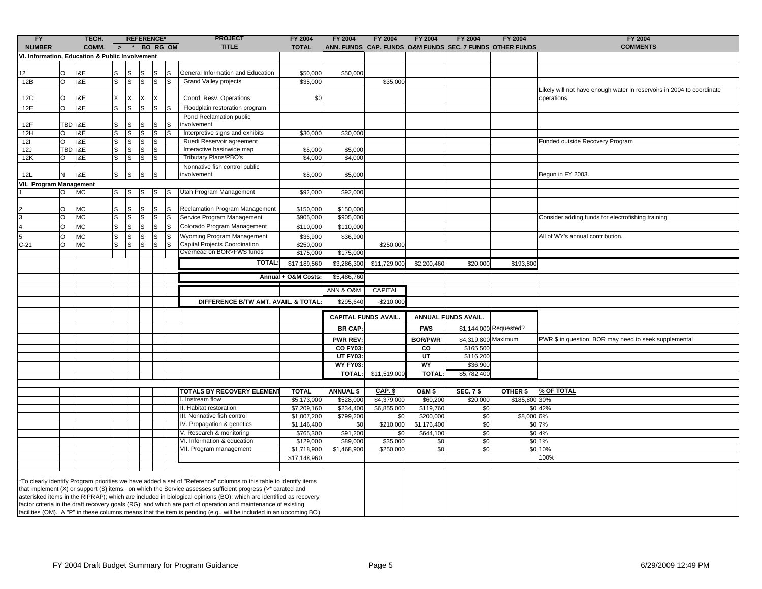| FY NUMBER | | TECH. COMM. | REFERENCE* > | * | BO | RG | OM | PROJECT TITLE | FY 2004 TOTAL | FY 2004 ANN. FUNDS | FY 2004 CAP. FUNDS | FY 2004 O&M FUNDS | FY 2004 SEC. 7 FUNDS | FY 2004 OTHER FUNDS | FY 2004 COMMENTS |
|---|---|---|---|---|---|---|---|---|---|---|---|---|---|---|---|
| VI. Information, Education & Public Involvement | | | | | | | | | | | | | | | |
| 12 | O | I&E | S | S | S | S | S | General Information and Education | $50,000 | $50,000 | | | | | |
| 12B | O | I&E | S | S | S | S | S | Grand Valley projects | $35,000 | | $35,000 | | | | |
| 12C | O | I&E | X | X | X | X | | Coord. Resv. Operations | $0 | | | | | | Likely will not have enough water in reservoirs in 2004 to coordinate operations. |
| 12E | O | I&E | S | S | S | S | S | Floodplain restoration program | | | | | | | |
| 12F | TBD | I&E | S | S | S | S | S | Pond Reclamation public involvement | | | | | | | |
| 12H | O | I&E | S | S | S | S | S | Interpretive signs and exhibits | $30,000 | $30,000 | | | | | |
| 12I | O | I&E | S | S | S | S | | Ruedi Reservoir agreement | | | | | | | Funded outside Recovery Program |
| 12J | TBD | I&E | S | S | S | S | | Interactive basinwide map | $5,000 | $5,000 | | | | | |
| 12K | O | I&E | S | S | S | S | | Tributary Plans/PBO's | $4,000 | $4,000 | | | | | |
| 12L | N | I&E | S | S | S | S | | Nonnative fish control public involvement | $5,000 | $5,000 | | | | | Begun in FY 2003. |
| VII. Program Management | | | | | | | | | | | | | | | |
| 1 | O | MC | S | S | S | S | S | Utah Program Management | $92,000 | $92,000 | | | | | |
| 2 | O | MC | S | S | S | S | S | Reclamation Program Management | $150,000 | $150,000 | | | | | |
| 3 | O | MC | S | S | S | S | S | Service Program Management | $905,000 | $905,000 | | | | | Consider adding funds for electrofishing training |
| 4 | O | MC | S | S | S | S | S | Colorado Program Management | $110,000 | $110,000 | | | | | |
| 5 | O | MC | S | S | S | S | S | Wyoming Program Management | $36,900 | $36,900 | | | | | All of WY's annual contribution. |
| C-21 | O | MC | S | S | S | S | S | Capital Projects Coordination | $250,000 | | $250,000 | | | | |
| | | | | | | | | Overhead on BOR>FWS funds | $175,000 | $175,000 | | | | | |
| | | | | | | | | **TOTAL:** | $17,189,560 | $3,286,300 | $11,729,000 | $2,200,460 | $20,000 | $193,800 | |
| | | | | | | | | **Annual + O&M Costs:** | | $5,486,760 | | | | | |
| | | | | | | | | | | ANN & O&M | CAPITAL | | | | |
| | | | | | | | | **DIFFERENCE B/TW AMT. AVAIL. & TOTAL:** | | $295,640 | -$210,000 | | | | |
| | | | | | | | | | | **CAPITAL FUNDS AVAIL.** | | **ANNUAL FUNDS AVAIL.** | | | |
| | | | | | | | | | | **BR CAP:** | | **FWS** | $1,144,000 | Requested? | |
| | | | | | | | | | | **PWR REV:** | | **BOR/PWR** | $4,319,800 | Maximum | PWR $ in question; BOR may need to seek supplemental |
| | | | | | | | | | | **CO FY03:** | | **CO** | $165,500 | | |
| | | | | | | | | | | **UT FY03:** | | **UT** | $116,200 | | |
| | | | | | | | | | | **WY FY03:** | | **WY** | $36,900 | | |
| | | | | | | | | | | **TOTAL:** | $11,519,000 | **TOTAL:** | $5,782,400 | | |
| | | | | | | | | **TOTALS BY RECOVERY ELEMENT** | **TOTAL** | **ANNUAL $** | **CAP. $** | **O&M $** | **SEC. 7 $** | **OTHER $** | **% OF TOTAL** |
| | | | | | | | | I. Instream flow | $5,173,000 | $528,000 | $4,379,000 | $60,200 | $20,000 | $185,800 | 30% |
| | | | | | | | | II. Habitat restoration | $7,209,160 | $234,400 | $6,855,000 | $119,760 | $0 | $0 | 42% |
| | | | | | | | | III. Nonnative fish control | $1,007,200 | $799,200 | $0 | $200,000 | $0 | $8,000 | 6% |
| | | | | | | | | IV. Propagation & genetics | $1,146,400 | $0 | $210,000 | $1,176,400 | $0 | $0 | 7% |
| | | | | | | | | V. Research & monitoring | $765,300 | $91,200 | $0 | $644,100 | $0 | $0 | 4% |
| | | | | | | | | VI. Information & education | $129,000 | $89,000 | $35,000 | $0 | $0 | $0 | 1% |
| | | | | | | | | VII. Program management | $1,718,900 | $1,468,900 | $250,000 | $0 | $0 | $0 | 10% |
| | | | | | | | | | $17,148,960 | | | | | | 100% |

*To clearly identify Program priorities we have added a set of "Reference" columns to this table to identify items that implement (X) or support (S) items: on which the Service assesses sufficient progress (>* carated and asterisked items in the RIPRAP); which are included in biological opinions (BO); which are identified as recovery factor criteria in the draft recovery goals (RG); and which are part of operation and maintenance of existing facilities (OM). A "P" in these columns means that the item is pending (e.g., will be included in an upcoming BO).